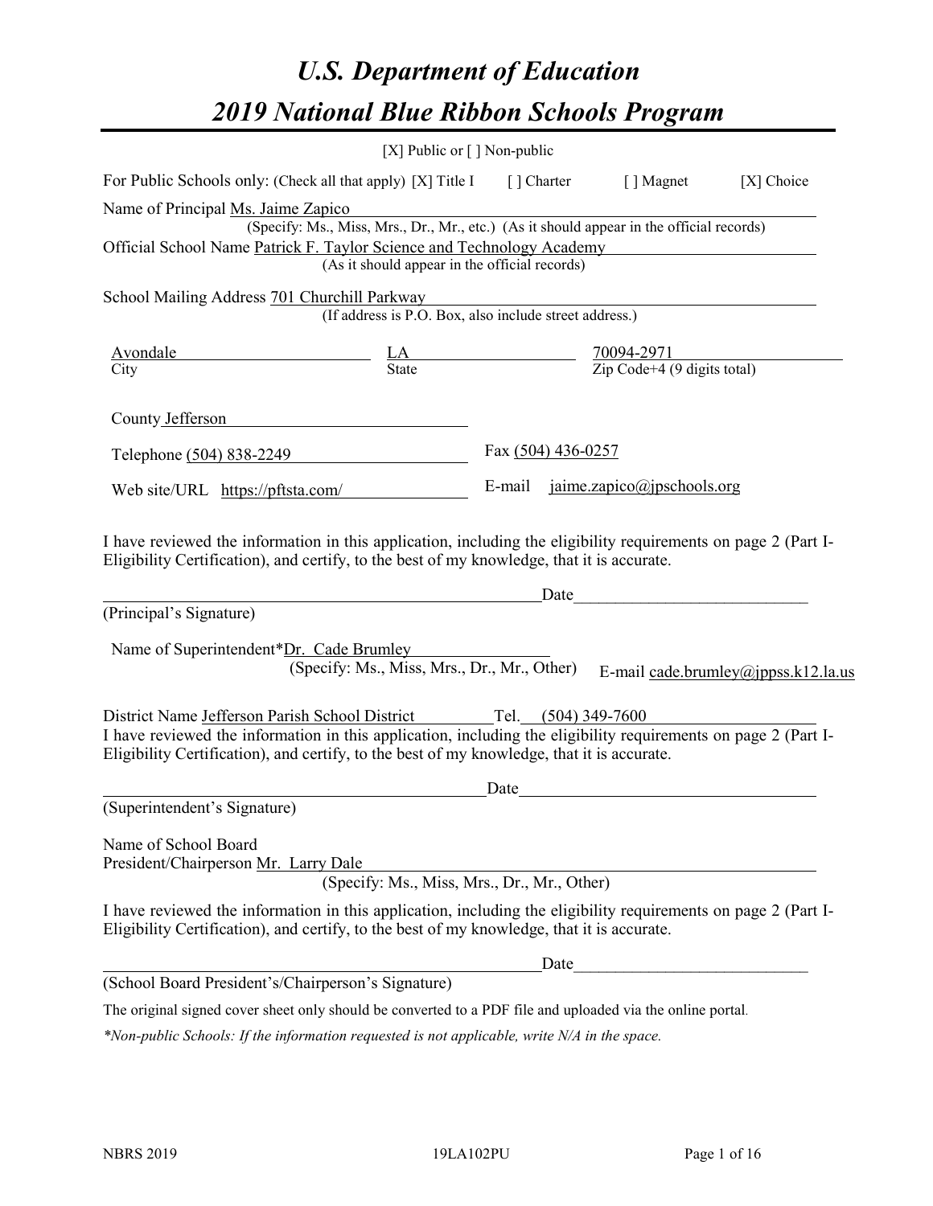# *U.S. Department of Education*
# *2019 National Blue Ribbon Schools Program*

[X] Public or [ ] Non-public

For Public Schools only: (Check all that apply) [X] Title I [ ] Charter [ ] Magnet [X] Choice

Name of Principal Ms. Jaime Zapico
(Specify: Ms., Miss, Mrs., Dr., Mr., etc.) (As it should appear in the official records)

Official School Name Patrick F. Taylor Science and Technology Academy
(As it should appear in the official records)

School Mailing Address 701 Churchill Parkway
(If address is P.O. Box, also include street address.)

| Avondale | LA | 70094-2971 |
|---|---|---|
| City | State | Zip Code+4 (9 digits total) |

County Jefferson

Telephone (504) 838-2249 Fax (504) 436-0257

Web site/URL https://pftsta.com/ E-mail jaime.zapico@jpschools.org

I have reviewed the information in this application, including the eligibility requirements on page 2 (Part I-Eligibility Certification), and certify, to the best of my knowledge, that it is accurate.

_______________________________________________ Date_______________________

(Principal's Signature)

Name of Superintendent*Dr. Cade Brumley
(Specify: Ms., Miss, Mrs., Dr., Mr., Other) E-mail cade.brumley@jppss.k12.la.us

District Name Jefferson Parish School District Tel. (504) 349-7600

I have reviewed the information in this application, including the eligibility requirements on page 2 (Part I-Eligibility Certification), and certify, to the best of my knowledge, that it is accurate.

_______________________________________________ Date_______________________

(Superintendent's Signature)

Name of School Board
President/Chairperson Mr. Larry Dale
(Specify: Ms., Miss, Mrs., Dr., Mr., Other)

I have reviewed the information in this application, including the eligibility requirements on page 2 (Part I-Eligibility Certification), and certify, to the best of my knowledge, that it is accurate.

_______________________________________________ Date_______________________

(School Board President's/Chairperson's Signature)

The original signed cover sheet only should be converted to a PDF file and uploaded via the online portal.

*\*Non-public Schools: If the information requested is not applicable, write N/A in the space.*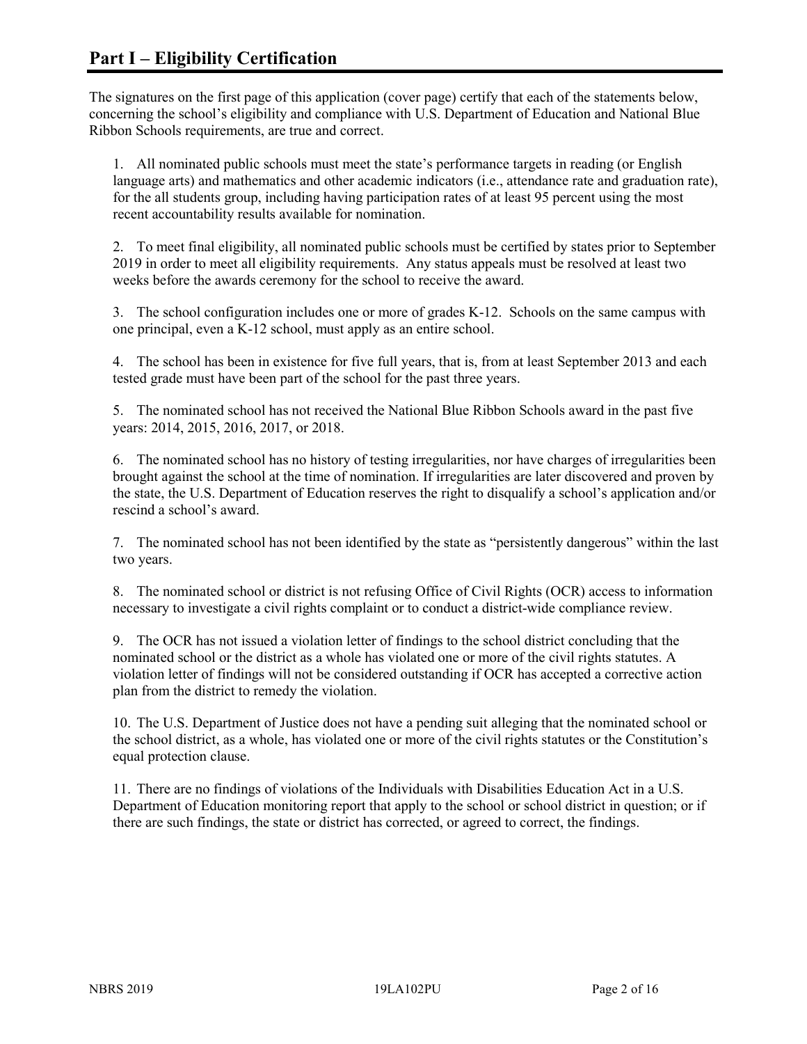# Part I – Eligibility Certification

The signatures on the first page of this application (cover page) certify that each of the statements below, concerning the school's eligibility and compliance with U.S. Department of Education and National Blue Ribbon Schools requirements, are true and correct.

1. All nominated public schools must meet the state's performance targets in reading (or English language arts) and mathematics and other academic indicators (i.e., attendance rate and graduation rate), for the all students group, including having participation rates of at least 95 percent using the most recent accountability results available for nomination.

2. To meet final eligibility, all nominated public schools must be certified by states prior to September 2019 in order to meet all eligibility requirements. Any status appeals must be resolved at least two weeks before the awards ceremony for the school to receive the award.

3. The school configuration includes one or more of grades K-12. Schools on the same campus with one principal, even a K-12 school, must apply as an entire school.

4. The school has been in existence for five full years, that is, from at least September 2013 and each tested grade must have been part of the school for the past three years.

5. The nominated school has not received the National Blue Ribbon Schools award in the past five years: 2014, 2015, 2016, 2017, or 2018.

6. The nominated school has no history of testing irregularities, nor have charges of irregularities been brought against the school at the time of nomination. If irregularities are later discovered and proven by the state, the U.S. Department of Education reserves the right to disqualify a school's application and/or rescind a school's award.

7. The nominated school has not been identified by the state as "persistently dangerous" within the last two years.

8. The nominated school or district is not refusing Office of Civil Rights (OCR) access to information necessary to investigate a civil rights complaint or to conduct a district-wide compliance review.

9. The OCR has not issued a violation letter of findings to the school district concluding that the nominated school or the district as a whole has violated one or more of the civil rights statutes. A violation letter of findings will not be considered outstanding if OCR has accepted a corrective action plan from the district to remedy the violation.

10. The U.S. Department of Justice does not have a pending suit alleging that the nominated school or the school district, as a whole, has violated one or more of the civil rights statutes or the Constitution's equal protection clause.

11. There are no findings of violations of the Individuals with Disabilities Education Act in a U.S. Department of Education monitoring report that apply to the school or school district in question; or if there are such findings, the state or district has corrected, or agreed to correct, the findings.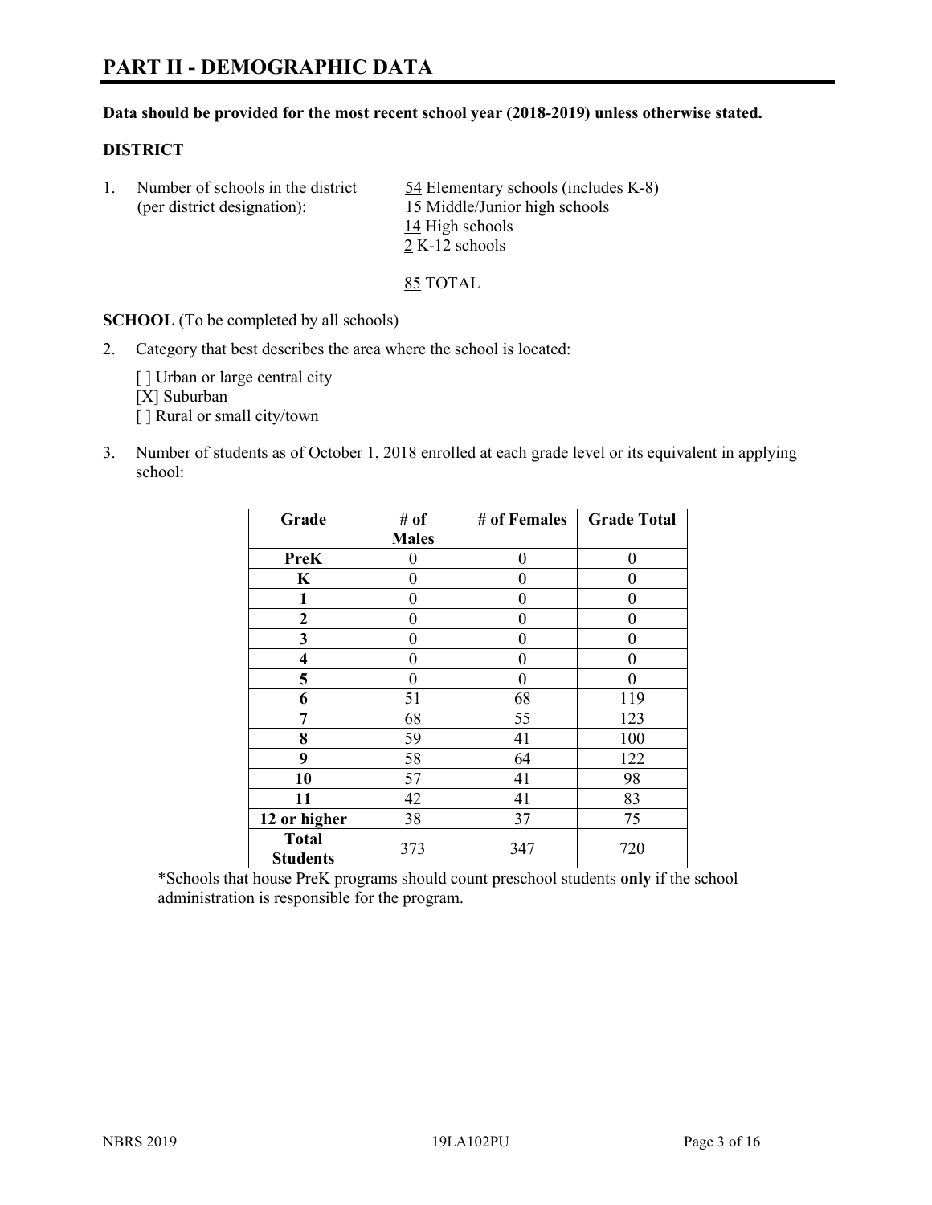# PART II - DEMOGRAPHIC DATA

**Data should be provided for the most recent school year (2018-2019) unless otherwise stated.**

**DISTRICT**

1. Number of schools in the district (per district designation):
   54 Elementary schools (includes K-8)
   15 Middle/Junior high schools
   14 High schools
   2 K-12 schools

   85 TOTAL

**SCHOOL** (To be completed by all schools)

2. Category that best describes the area where the school is located:

   [ ] Urban or large central city
   [X] Suburban
   [ ] Rural or small city/town

3. Number of students as of October 1, 2018 enrolled at each grade level or its equivalent in applying school:

| Grade | # of Males | # of Females | Grade Total |
|---|---|---|---|
| **PreK** | 0 | 0 | 0 |
| **K** | 0 | 0 | 0 |
| **1** | 0 | 0 | 0 |
| **2** | 0 | 0 | 0 |
| **3** | 0 | 0 | 0 |
| **4** | 0 | 0 | 0 |
| **5** | 0 | 0 | 0 |
| **6** | 51 | 68 | 119 |
| **7** | 68 | 55 | 123 |
| **8** | 59 | 41 | 100 |
| **9** | 58 | 64 | 122 |
| **10** | 57 | 41 | 98 |
| **11** | 42 | 41 | 83 |
| **12 or higher** | 38 | 37 | 75 |
| **Total Students** | 373 | 347 | 720 |

*Schools that house PreK programs should count preschool students **only** if the school administration is responsible for the program.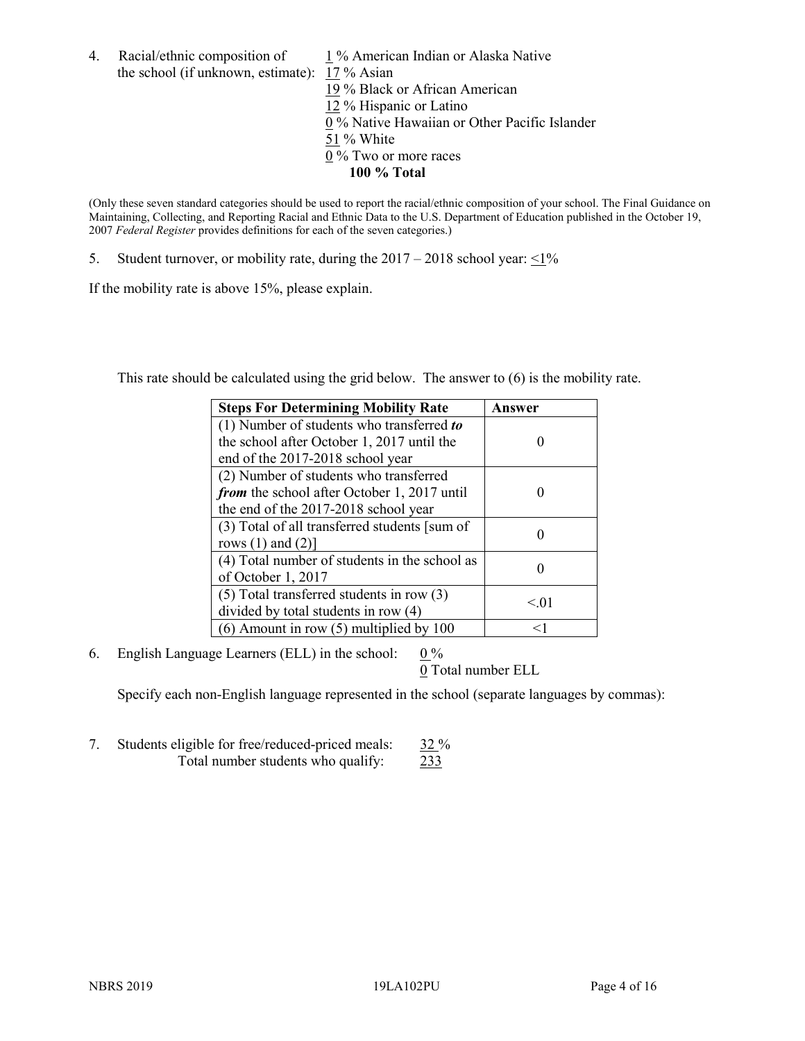4. Racial/ethnic composition of the school (if unknown, estimate):

1 % American Indian or Alaska Native
17 % Asian
19 % Black or African American
12 % Hispanic or Latino
0 % Native Hawaiian or Other Pacific Islander
51 % White
0 % Two or more races
**100 % Total**

(Only these seven standard categories should be used to report the racial/ethnic composition of your school. The Final Guidance on Maintaining, Collecting, and Reporting Racial and Ethnic Data to the U.S. Department of Education published in the October 19, 2007 *Federal Register* provides definitions for each of the seven categories.)

5. Student turnover, or mobility rate, during the 2017 – 2018 school year: <1%

If the mobility rate is above 15%, please explain.

This rate should be calculated using the grid below. The answer to (6) is the mobility rate.

| **Steps For Determining Mobility Rate** | **Answer** |
|---|---|
| (1) Number of students who transferred ***to*** the school after October 1, 2017 until the end of the 2017-2018 school year | 0 |
| (2) Number of students who transferred ***from*** the school after October 1, 2017 until the end of the 2017-2018 school year | 0 |
| (3) Total of all transferred students [sum of rows (1) and (2)] | 0 |
| (4) Total number of students in the school as of October 1, 2017 | 0 |
| (5) Total transferred students in row (3) divided by total students in row (4) | <.01 |
| (6) Amount in row (5) multiplied by 100 | <1 |

6. English Language Learners (ELL) in the school: 0 %
0 Total number ELL

Specify each non-English language represented in the school (separate languages by commas):

7. Students eligible for free/reduced-priced meals: 32 %
Total number students who qualify: 233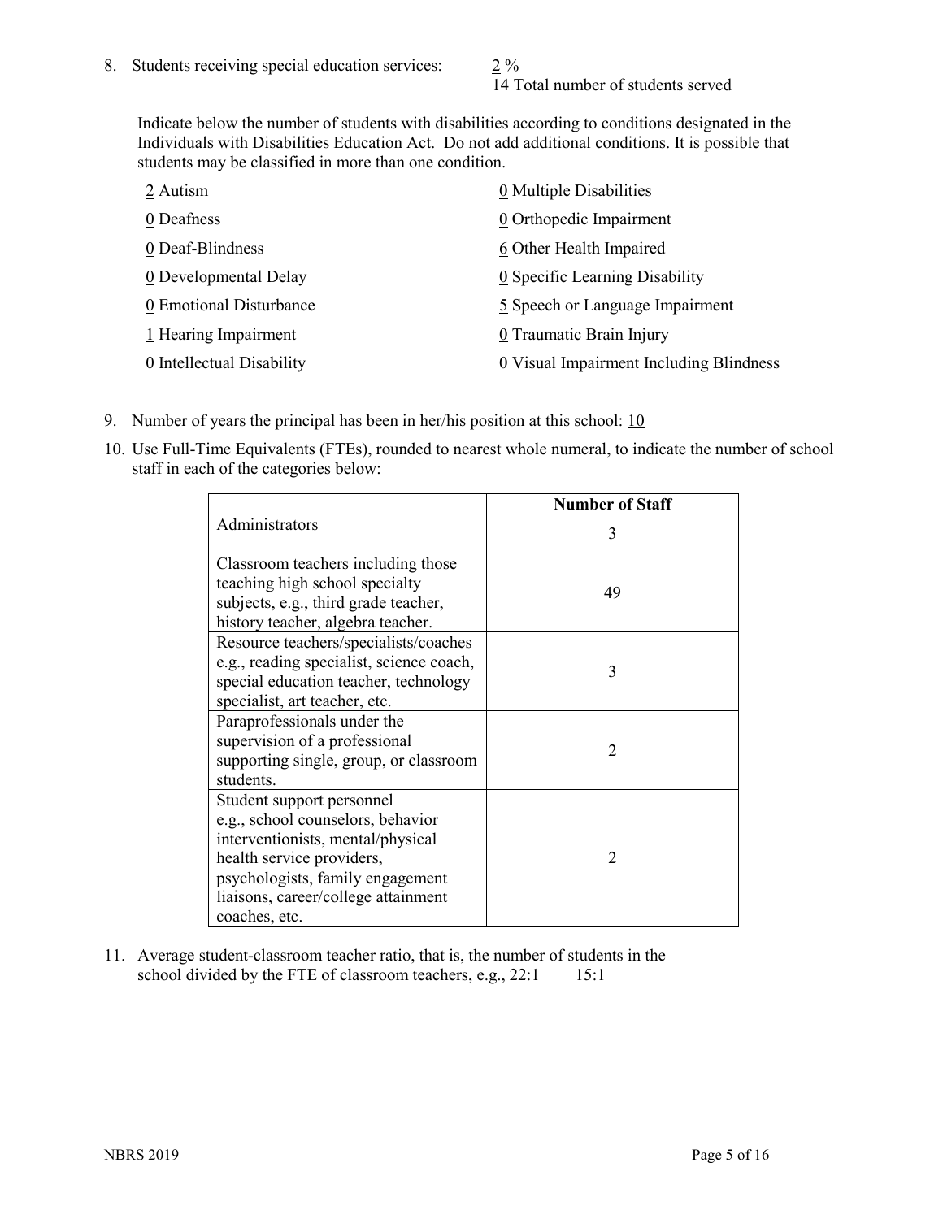8. Students receiving special education services: 2 %
   14 Total number of students served

   Indicate below the number of students with disabilities according to conditions designated in the Individuals with Disabilities Education Act. Do not add additional conditions. It is possible that students may be classified in more than one condition.

   | | |
   |---|---|
   | 2 Autism | 0 Multiple Disabilities |
   | 0 Deafness | 0 Orthopedic Impairment |
   | 0 Deaf-Blindness | 6 Other Health Impaired |
   | 0 Developmental Delay | 0 Specific Learning Disability |
   | 0 Emotional Disturbance | 5 Speech or Language Impairment |
   | 1 Hearing Impairment | 0 Traumatic Brain Injury |
   | 0 Intellectual Disability | 0 Visual Impairment Including Blindness |

9. Number of years the principal has been in her/his position at this school: 10

10. Use Full-Time Equivalents (FTEs), rounded to nearest whole numeral, to indicate the number of school staff in each of the categories below:

| | Number of Staff |
|---|---|
| Administrators | 3 |
| Classroom teachers including those teaching high school specialty subjects, e.g., third grade teacher, history teacher, algebra teacher. | 49 |
| Resource teachers/specialists/coaches e.g., reading specialist, science coach, special education teacher, technology specialist, art teacher, etc. | 3 |
| Paraprofessionals under the supervision of a professional supporting single, group, or classroom students. | 2 |
| Student support personnel e.g., school counselors, behavior interventionists, mental/physical health service providers, psychologists, family engagement liaisons, career/college attainment coaches, etc. | 2 |

11. Average student-classroom teacher ratio, that is, the number of students in the school divided by the FTE of classroom teachers, e.g., 22:1 15:1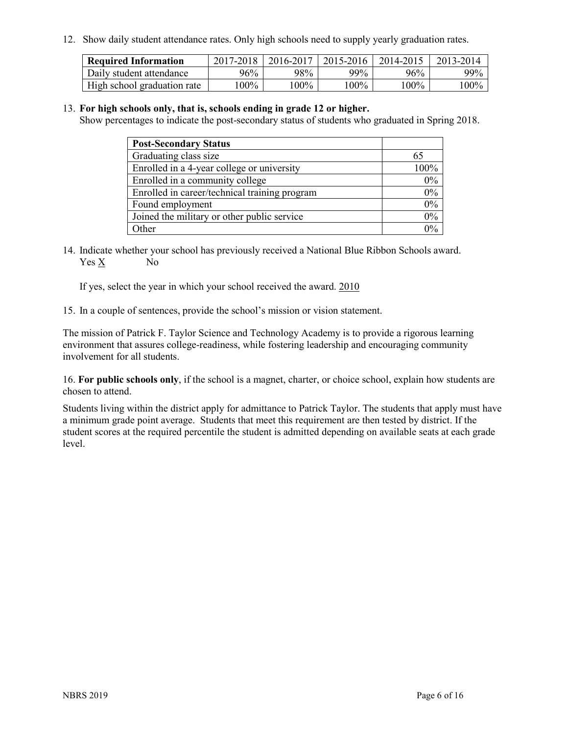12. Show daily student attendance rates. Only high schools need to supply yearly graduation rates.

| Required Information | 2017-2018 | 2016-2017 | 2015-2016 | 2014-2015 | 2013-2014 |
|---|---|---|---|---|---|
| Daily student attendance | 96% | 98% | 99% | 96% | 99% |
| High school graduation rate | 100% | 100% | 100% | 100% | 100% |

13. **For high schools only, that is, schools ending in grade 12 or higher.**
Show percentages to indicate the post-secondary status of students who graduated in Spring 2018.

| Post-Secondary Status | |
|---|---|
| Graduating class size | 65 |
| Enrolled in a 4-year college or university | 100% |
| Enrolled in a community college | 0% |
| Enrolled in career/technical training program | 0% |
| Found employment | 0% |
| Joined the military or other public service | 0% |
| Other | 0% |

14. Indicate whether your school has previously received a National Blue Ribbon Schools award.
Yes X No

If yes, select the year in which your school received the award. 2010

15. In a couple of sentences, provide the school's mission or vision statement.

The mission of Patrick F. Taylor Science and Technology Academy is to provide a rigorous learning environment that assures college-readiness, while fostering leadership and encouraging community involvement for all students.

16. **For public schools only**, if the school is a magnet, charter, or choice school, explain how students are chosen to attend.

Students living within the district apply for admittance to Patrick Taylor. The students that apply must have a minimum grade point average. Students that meet this requirement are then tested by district. If the student scores at the required percentile the student is admitted depending on available seats at each grade level.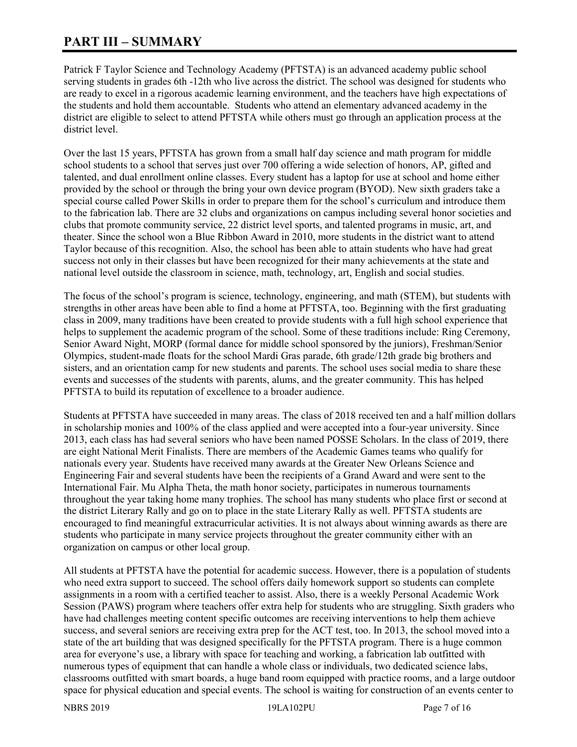# PART III – SUMMARY

Patrick F Taylor Science and Technology Academy (PFTSTA) is an advanced academy public school serving students in grades 6th -12th who live across the district. The school was designed for students who are ready to excel in a rigorous academic learning environment, and the teachers have high expectations of the students and hold them accountable. Students who attend an elementary advanced academy in the district are eligible to select to attend PFTSTA while others must go through an application process at the district level.

Over the last 15 years, PFTSTA has grown from a small half day science and math program for middle school students to a school that serves just over 700 offering a wide selection of honors, AP, gifted and talented, and dual enrollment online classes. Every student has a laptop for use at school and home either provided by the school or through the bring your own device program (BYOD). New sixth graders take a special course called Power Skills in order to prepare them for the school's curriculum and introduce them to the fabrication lab. There are 32 clubs and organizations on campus including several honor societies and clubs that promote community service, 22 district level sports, and talented programs in music, art, and theater. Since the school won a Blue Ribbon Award in 2010, more students in the district want to attend Taylor because of this recognition. Also, the school has been able to attain students who have had great success not only in their classes but have been recognized for their many achievements at the state and national level outside the classroom in science, math, technology, art, English and social studies.

The focus of the school's program is science, technology, engineering, and math (STEM), but students with strengths in other areas have been able to find a home at PFTSTA, too. Beginning with the first graduating class in 2009, many traditions have been created to provide students with a full high school experience that helps to supplement the academic program of the school. Some of these traditions include: Ring Ceremony, Senior Award Night, MORP (formal dance for middle school sponsored by the juniors), Freshman/Senior Olympics, student-made floats for the school Mardi Gras parade, 6th grade/12th grade big brothers and sisters, and an orientation camp for new students and parents. The school uses social media to share these events and successes of the students with parents, alums, and the greater community. This has helped PFTSTA to build its reputation of excellence to a broader audience.

Students at PFTSTA have succeeded in many areas. The class of 2018 received ten and a half million dollars in scholarship monies and 100% of the class applied and were accepted into a four-year university. Since 2013, each class has had several seniors who have been named POSSE Scholars. In the class of 2019, there are eight National Merit Finalists. There are members of the Academic Games teams who qualify for nationals every year. Students have received many awards at the Greater New Orleans Science and Engineering Fair and several students have been the recipients of a Grand Award and were sent to the International Fair. Mu Alpha Theta, the math honor society, participates in numerous tournaments throughout the year taking home many trophies. The school has many students who place first or second at the district Literary Rally and go on to place in the state Literary Rally as well. PFTSTA students are encouraged to find meaningful extracurricular activities. It is not always about winning awards as there are students who participate in many service projects throughout the greater community either with an organization on campus or other local group.

All students at PFTSTA have the potential for academic success. However, there is a population of students who need extra support to succeed. The school offers daily homework support so students can complete assignments in a room with a certified teacher to assist. Also, there is a weekly Personal Academic Work Session (PAWS) program where teachers offer extra help for students who are struggling. Sixth graders who have had challenges meeting content specific outcomes are receiving interventions to help them achieve success, and several seniors are receiving extra prep for the ACT test, too. In 2013, the school moved into a state of the art building that was designed specifically for the PFTSTA program. There is a huge common area for everyone's use, a library with space for teaching and working, a fabrication lab outfitted with numerous types of equipment that can handle a whole class or individuals, two dedicated science labs, classrooms outfitted with smart boards, a huge band room equipped with practice rooms, and a large outdoor space for physical education and special events. The school is waiting for construction of an events center to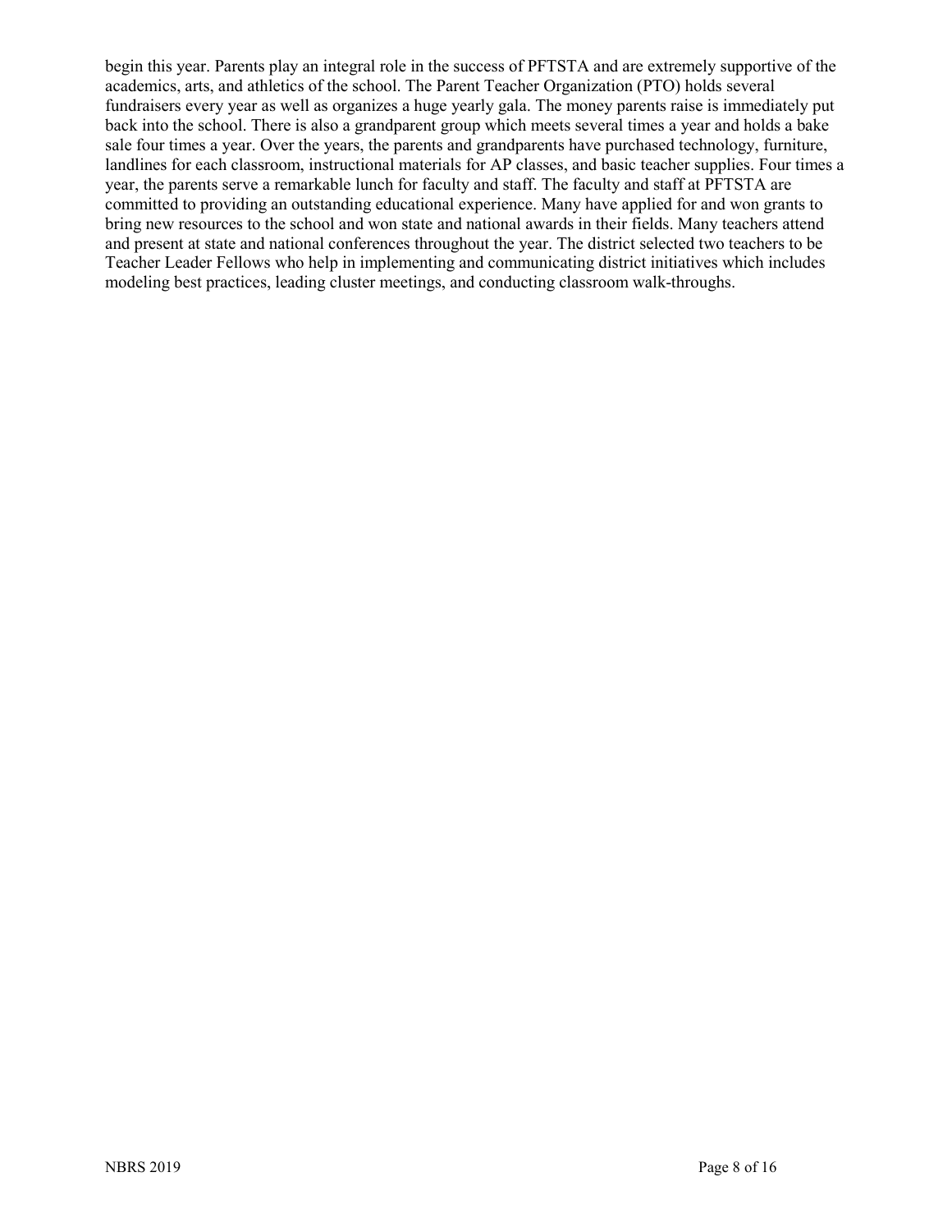begin this year. Parents play an integral role in the success of PFTSTA and are extremely supportive of the academics, arts, and athletics of the school. The Parent Teacher Organization (PTO) holds several fundraisers every year as well as organizes a huge yearly gala. The money parents raise is immediately put back into the school. There is also a grandparent group which meets several times a year and holds a bake sale four times a year. Over the years, the parents and grandparents have purchased technology, furniture, landlines for each classroom, instructional materials for AP classes, and basic teacher supplies. Four times a year, the parents serve a remarkable lunch for faculty and staff. The faculty and staff at PFTSTA are committed to providing an outstanding educational experience. Many have applied for and won grants to bring new resources to the school and won state and national awards in their fields. Many teachers attend and present at state and national conferences throughout the year. The district selected two teachers to be Teacher Leader Fellows who help in implementing and communicating district initiatives which includes modeling best practices, leading cluster meetings, and conducting classroom walk-throughs.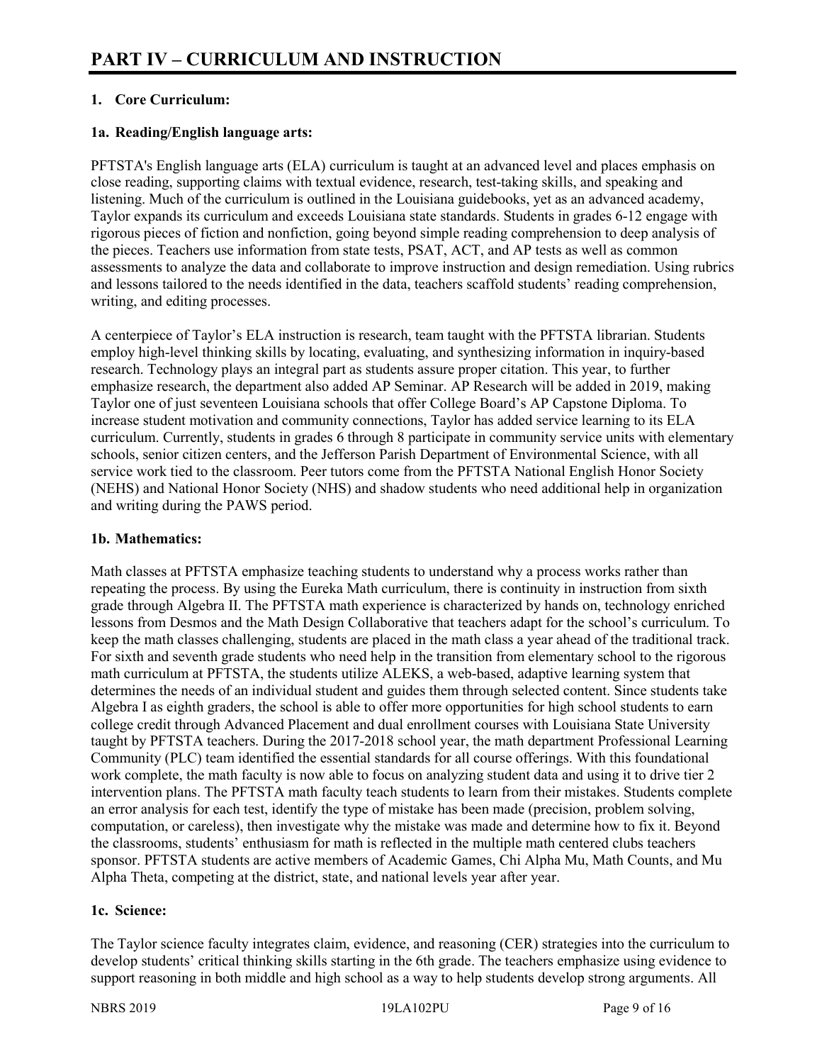# PART IV – CURRICULUM AND INSTRUCTION

**1. Core Curriculum:**

**1a. Reading/English language arts:**

PFTSTA's English language arts (ELA) curriculum is taught at an advanced level and places emphasis on close reading, supporting claims with textual evidence, research, test-taking skills, and speaking and listening. Much of the curriculum is outlined in the Louisiana guidebooks, yet as an advanced academy, Taylor expands its curriculum and exceeds Louisiana state standards. Students in grades 6-12 engage with rigorous pieces of fiction and nonfiction, going beyond simple reading comprehension to deep analysis of the pieces. Teachers use information from state tests, PSAT, ACT, and AP tests as well as common assessments to analyze the data and collaborate to improve instruction and design remediation. Using rubrics and lessons tailored to the needs identified in the data, teachers scaffold students' reading comprehension, writing, and editing processes.

A centerpiece of Taylor's ELA instruction is research, team taught with the PFTSTA librarian. Students employ high-level thinking skills by locating, evaluating, and synthesizing information in inquiry-based research. Technology plays an integral part as students assure proper citation. This year, to further emphasize research, the department also added AP Seminar. AP Research will be added in 2019, making Taylor one of just seventeen Louisiana schools that offer College Board's AP Capstone Diploma. To increase student motivation and community connections, Taylor has added service learning to its ELA curriculum. Currently, students in grades 6 through 8 participate in community service units with elementary schools, senior citizen centers, and the Jefferson Parish Department of Environmental Science, with all service work tied to the classroom. Peer tutors come from the PFTSTA National English Honor Society (NEHS) and National Honor Society (NHS) and shadow students who need additional help in organization and writing during the PAWS period.

**1b. Mathematics:**

Math classes at PFTSTA emphasize teaching students to understand why a process works rather than repeating the process. By using the Eureka Math curriculum, there is continuity in instruction from sixth grade through Algebra II. The PFTSTA math experience is characterized by hands on, technology enriched lessons from Desmos and the Math Design Collaborative that teachers adapt for the school's curriculum. To keep the math classes challenging, students are placed in the math class a year ahead of the traditional track. For sixth and seventh grade students who need help in the transition from elementary school to the rigorous math curriculum at PFTSTA, the students utilize ALEKS, a web-based, adaptive learning system that determines the needs of an individual student and guides them through selected content. Since students take Algebra I as eighth graders, the school is able to offer more opportunities for high school students to earn college credit through Advanced Placement and dual enrollment courses with Louisiana State University taught by PFTSTA teachers. During the 2017-2018 school year, the math department Professional Learning Community (PLC) team identified the essential standards for all course offerings. With this foundational work complete, the math faculty is now able to focus on analyzing student data and using it to drive tier 2 intervention plans. The PFTSTA math faculty teach students to learn from their mistakes. Students complete an error analysis for each test, identify the type of mistake has been made (precision, problem solving, computation, or careless), then investigate why the mistake was made and determine how to fix it. Beyond the classrooms, students' enthusiasm for math is reflected in the multiple math centered clubs teachers sponsor. PFTSTA students are active members of Academic Games, Chi Alpha Mu, Math Counts, and Mu Alpha Theta, competing at the district, state, and national levels year after year.

**1c. Science:**

The Taylor science faculty integrates claim, evidence, and reasoning (CER) strategies into the curriculum to develop students' critical thinking skills starting in the 6th grade. The teachers emphasize using evidence to support reasoning in both middle and high school as a way to help students develop strong arguments. All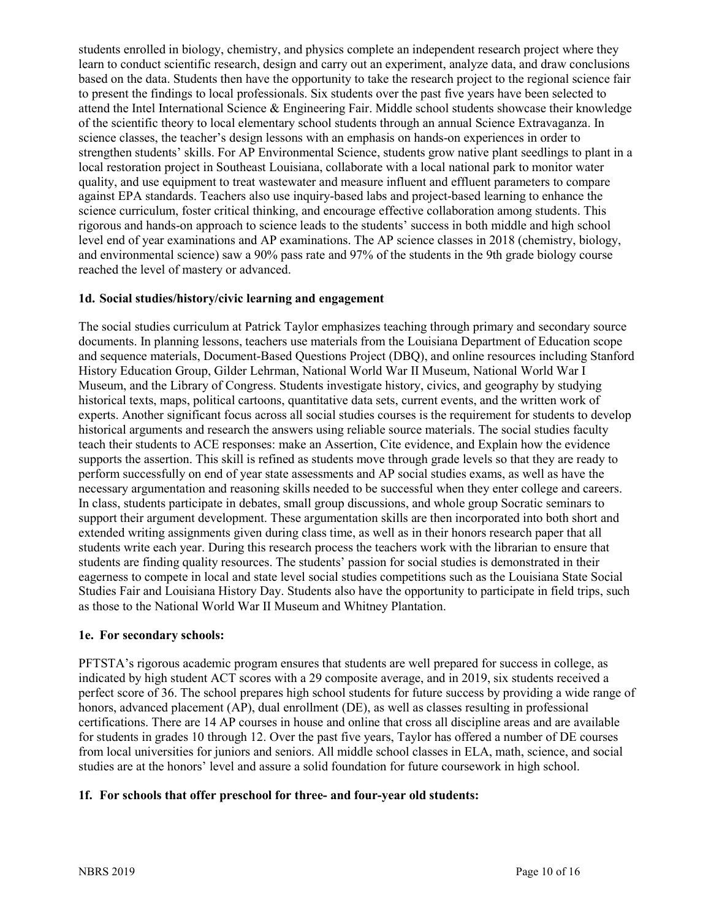students enrolled in biology, chemistry, and physics complete an independent research project where they learn to conduct scientific research, design and carry out an experiment, analyze data, and draw conclusions based on the data. Students then have the opportunity to take the research project to the regional science fair to present the findings to local professionals. Six students over the past five years have been selected to attend the Intel International Science & Engineering Fair. Middle school students showcase their knowledge of the scientific theory to local elementary school students through an annual Science Extravaganza. In science classes, the teacher's design lessons with an emphasis on hands-on experiences in order to strengthen students' skills. For AP Environmental Science, students grow native plant seedlings to plant in a local restoration project in Southeast Louisiana, collaborate with a local national park to monitor water quality, and use equipment to treat wastewater and measure influent and effluent parameters to compare against EPA standards. Teachers also use inquiry-based labs and project-based learning to enhance the science curriculum, foster critical thinking, and encourage effective collaboration among students. This rigorous and hands-on approach to science leads to the students' success in both middle and high school level end of year examinations and AP examinations. The AP science classes in 2018 (chemistry, biology, and environmental science) saw a 90% pass rate and 97% of the students in the 9th grade biology course reached the level of mastery or advanced.

### 1d. Social studies/history/civic learning and engagement

The social studies curriculum at Patrick Taylor emphasizes teaching through primary and secondary source documents. In planning lessons, teachers use materials from the Louisiana Department of Education scope and sequence materials, Document-Based Questions Project (DBQ), and online resources including Stanford History Education Group, Gilder Lehrman, National World War II Museum, National World War I Museum, and the Library of Congress. Students investigate history, civics, and geography by studying historical texts, maps, political cartoons, quantitative data sets, current events, and the written work of experts. Another significant focus across all social studies courses is the requirement for students to develop historical arguments and research the answers using reliable source materials. The social studies faculty teach their students to ACE responses: make an Assertion, Cite evidence, and Explain how the evidence supports the assertion. This skill is refined as students move through grade levels so that they are ready to perform successfully on end of year state assessments and AP social studies exams, as well as have the necessary argumentation and reasoning skills needed to be successful when they enter college and careers. In class, students participate in debates, small group discussions, and whole group Socratic seminars to support their argument development. These argumentation skills are then incorporated into both short and extended writing assignments given during class time, as well as in their honors research paper that all students write each year. During this research process the teachers work with the librarian to ensure that students are finding quality resources. The students' passion for social studies is demonstrated in their eagerness to compete in local and state level social studies competitions such as the Louisiana State Social Studies Fair and Louisiana History Day. Students also have the opportunity to participate in field trips, such as those to the National World War II Museum and Whitney Plantation.

### 1e. For secondary schools:

PFTSTA's rigorous academic program ensures that students are well prepared for success in college, as indicated by high student ACT scores with a 29 composite average, and in 2019, six students received a perfect score of 36. The school prepares high school students for future success by providing a wide range of honors, advanced placement (AP), dual enrollment (DE), as well as classes resulting in professional certifications. There are 14 AP courses in house and online that cross all discipline areas and are available for students in grades 10 through 12. Over the past five years, Taylor has offered a number of DE courses from local universities for juniors and seniors. All middle school classes in ELA, math, science, and social studies are at the honors' level and assure a solid foundation for future coursework in high school.

### 1f. For schools that offer preschool for three- and four-year old students: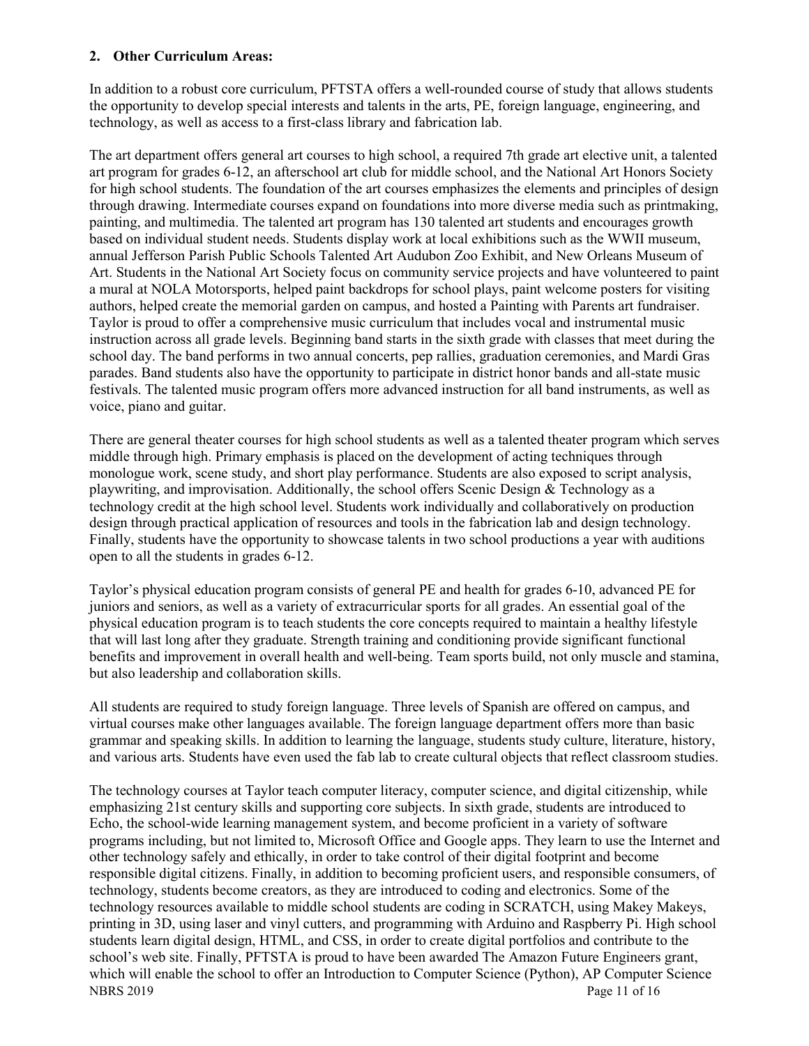**2. Other Curriculum Areas:**

In addition to a robust core curriculum, PFTSTA offers a well-rounded course of study that allows students the opportunity to develop special interests and talents in the arts, PE, foreign language, engineering, and technology, as well as access to a first-class library and fabrication lab.

The art department offers general art courses to high school, a required 7th grade art elective unit, a talented art program for grades 6-12, an afterschool art club for middle school, and the National Art Honors Society for high school students. The foundation of the art courses emphasizes the elements and principles of design through drawing. Intermediate courses expand on foundations into more diverse media such as printmaking, painting, and multimedia. The talented art program has 130 talented art students and encourages growth based on individual student needs. Students display work at local exhibitions such as the WWII museum, annual Jefferson Parish Public Schools Talented Art Audubon Zoo Exhibit, and New Orleans Museum of Art. Students in the National Art Society focus on community service projects and have volunteered to paint a mural at NOLA Motorsports, helped paint backdrops for school plays, paint welcome posters for visiting authors, helped create the memorial garden on campus, and hosted a Painting with Parents art fundraiser. Taylor is proud to offer a comprehensive music curriculum that includes vocal and instrumental music instruction across all grade levels. Beginning band starts in the sixth grade with classes that meet during the school day. The band performs in two annual concerts, pep rallies, graduation ceremonies, and Mardi Gras parades. Band students also have the opportunity to participate in district honor bands and all-state music festivals. The talented music program offers more advanced instruction for all band instruments, as well as voice, piano and guitar.

There are general theater courses for high school students as well as a talented theater program which serves middle through high. Primary emphasis is placed on the development of acting techniques through monologue work, scene study, and short play performance. Students are also exposed to script analysis, playwriting, and improvisation. Additionally, the school offers Scenic Design & Technology as a technology credit at the high school level. Students work individually and collaboratively on production design through practical application of resources and tools in the fabrication lab and design technology. Finally, students have the opportunity to showcase talents in two school productions a year with auditions open to all the students in grades 6-12.

Taylor's physical education program consists of general PE and health for grades 6-10, advanced PE for juniors and seniors, as well as a variety of extracurricular sports for all grades. An essential goal of the physical education program is to teach students the core concepts required to maintain a healthy lifestyle that will last long after they graduate. Strength training and conditioning provide significant functional benefits and improvement in overall health and well-being. Team sports build, not only muscle and stamina, but also leadership and collaboration skills.

All students are required to study foreign language. Three levels of Spanish are offered on campus, and virtual courses make other languages available. The foreign language department offers more than basic grammar and speaking skills. In addition to learning the language, students study culture, literature, history, and various arts. Students have even used the fab lab to create cultural objects that reflect classroom studies.

The technology courses at Taylor teach computer literacy, computer science, and digital citizenship, while emphasizing 21st century skills and supporting core subjects. In sixth grade, students are introduced to Echo, the school-wide learning management system, and become proficient in a variety of software programs including, but not limited to, Microsoft Office and Google apps. They learn to use the Internet and other technology safely and ethically, in order to take control of their digital footprint and become responsible digital citizens. Finally, in addition to becoming proficient users, and responsible consumers, of technology, students become creators, as they are introduced to coding and electronics. Some of the technology resources available to middle school students are coding in SCRATCH, using Makey Makeys, printing in 3D, using laser and vinyl cutters, and programming with Arduino and Raspberry Pi. High school students learn digital design, HTML, and CSS, in order to create digital portfolios and contribute to the school's web site. Finally, PFTSTA is proud to have been awarded The Amazon Future Engineers grant, which will enable the school to offer an Introduction to Computer Science (Python), AP Computer Science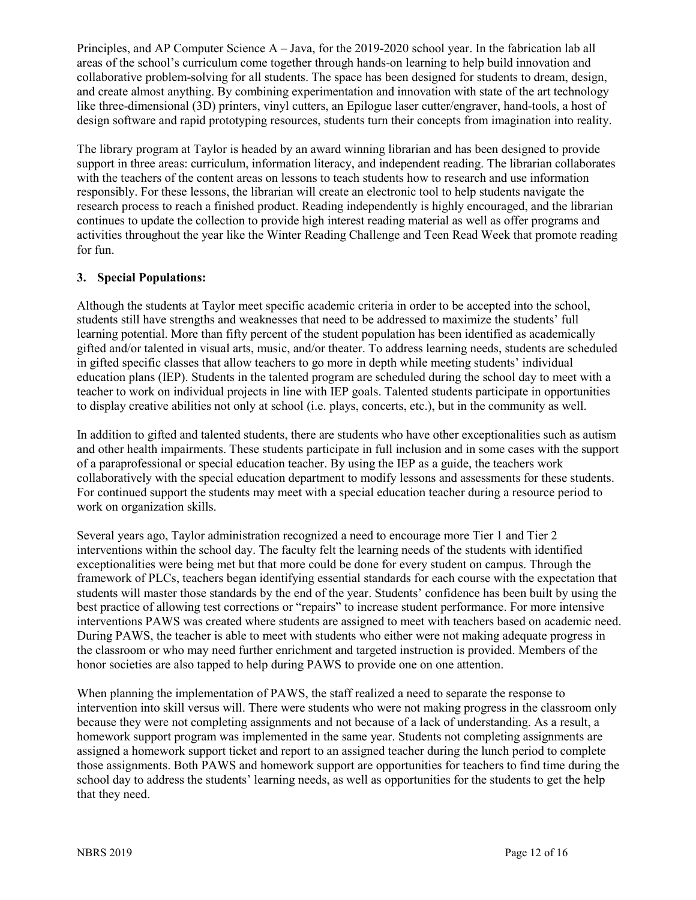Principles, and AP Computer Science A – Java, for the 2019-2020 school year. In the fabrication lab all areas of the school's curriculum come together through hands-on learning to help build innovation and collaborative problem-solving for all students. The space has been designed for students to dream, design, and create almost anything. By combining experimentation and innovation with state of the art technology like three-dimensional (3D) printers, vinyl cutters, an Epilogue laser cutter/engraver, hand-tools, a host of design software and rapid prototyping resources, students turn their concepts from imagination into reality.

The library program at Taylor is headed by an award winning librarian and has been designed to provide support in three areas: curriculum, information literacy, and independent reading. The librarian collaborates with the teachers of the content areas on lessons to teach students how to research and use information responsibly. For these lessons, the librarian will create an electronic tool to help students navigate the research process to reach a finished product. Reading independently is highly encouraged, and the librarian continues to update the collection to provide high interest reading material as well as offer programs and activities throughout the year like the Winter Reading Challenge and Teen Read Week that promote reading for fun.

### 3. Special Populations:

Although the students at Taylor meet specific academic criteria in order to be accepted into the school, students still have strengths and weaknesses that need to be addressed to maximize the students' full learning potential. More than fifty percent of the student population has been identified as academically gifted and/or talented in visual arts, music, and/or theater. To address learning needs, students are scheduled in gifted specific classes that allow teachers to go more in depth while meeting students' individual education plans (IEP). Students in the talented program are scheduled during the school day to meet with a teacher to work on individual projects in line with IEP goals. Talented students participate in opportunities to display creative abilities not only at school (i.e. plays, concerts, etc.), but in the community as well.

In addition to gifted and talented students, there are students who have other exceptionalities such as autism and other health impairments. These students participate in full inclusion and in some cases with the support of a paraprofessional or special education teacher. By using the IEP as a guide, the teachers work collaboratively with the special education department to modify lessons and assessments for these students. For continued support the students may meet with a special education teacher during a resource period to work on organization skills.

Several years ago, Taylor administration recognized a need to encourage more Tier 1 and Tier 2 interventions within the school day. The faculty felt the learning needs of the students with identified exceptionalities were being met but that more could be done for every student on campus. Through the framework of PLCs, teachers began identifying essential standards for each course with the expectation that students will master those standards by the end of the year. Students' confidence has been built by using the best practice of allowing test corrections or "repairs" to increase student performance. For more intensive interventions PAWS was created where students are assigned to meet with teachers based on academic need. During PAWS, the teacher is able to meet with students who either were not making adequate progress in the classroom or who may need further enrichment and targeted instruction is provided. Members of the honor societies are also tapped to help during PAWS to provide one on one attention.

When planning the implementation of PAWS, the staff realized a need to separate the response to intervention into skill versus will. There were students who were not making progress in the classroom only because they were not completing assignments and not because of a lack of understanding. As a result, a homework support program was implemented in the same year. Students not completing assignments are assigned a homework support ticket and report to an assigned teacher during the lunch period to complete those assignments. Both PAWS and homework support are opportunities for teachers to find time during the school day to address the students' learning needs, as well as opportunities for the students to get the help that they need.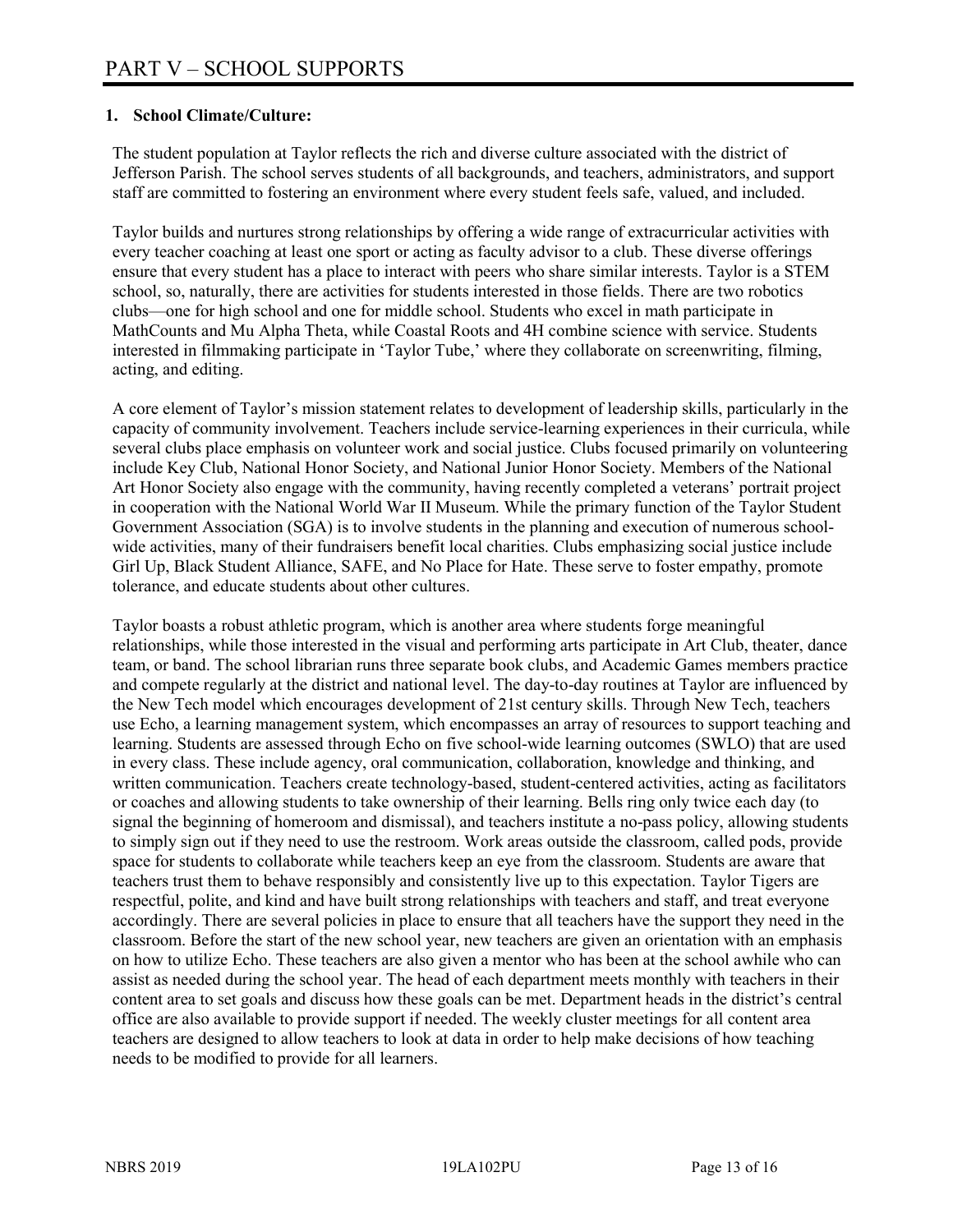# PART V – SCHOOL SUPPORTS

**1. School Climate/Culture:**

The student population at Taylor reflects the rich and diverse culture associated with the district of Jefferson Parish. The school serves students of all backgrounds, and teachers, administrators, and support staff are committed to fostering an environment where every student feels safe, valued, and included.

Taylor builds and nurtures strong relationships by offering a wide range of extracurricular activities with every teacher coaching at least one sport or acting as faculty advisor to a club. These diverse offerings ensure that every student has a place to interact with peers who share similar interests. Taylor is a STEM school, so, naturally, there are activities for students interested in those fields. There are two robotics clubs—one for high school and one for middle school. Students who excel in math participate in MathCounts and Mu Alpha Theta, while Coastal Roots and 4H combine science with service. Students interested in filmmaking participate in 'Taylor Tube,' where they collaborate on screenwriting, filming, acting, and editing.

A core element of Taylor's mission statement relates to development of leadership skills, particularly in the capacity of community involvement. Teachers include service-learning experiences in their curricula, while several clubs place emphasis on volunteer work and social justice. Clubs focused primarily on volunteering include Key Club, National Honor Society, and National Junior Honor Society. Members of the National Art Honor Society also engage with the community, having recently completed a veterans' portrait project in cooperation with the National World War II Museum. While the primary function of the Taylor Student Government Association (SGA) is to involve students in the planning and execution of numerous school-wide activities, many of their fundraisers benefit local charities. Clubs emphasizing social justice include Girl Up, Black Student Alliance, SAFE, and No Place for Hate. These serve to foster empathy, promote tolerance, and educate students about other cultures.

Taylor boasts a robust athletic program, which is another area where students forge meaningful relationships, while those interested in the visual and performing arts participate in Art Club, theater, dance team, or band. The school librarian runs three separate book clubs, and Academic Games members practice and compete regularly at the district and national level. The day-to-day routines at Taylor are influenced by the New Tech model which encourages development of 21st century skills. Through New Tech, teachers use Echo, a learning management system, which encompasses an array of resources to support teaching and learning. Students are assessed through Echo on five school-wide learning outcomes (SWLO) that are used in every class. These include agency, oral communication, collaboration, knowledge and thinking, and written communication. Teachers create technology-based, student-centered activities, acting as facilitators or coaches and allowing students to take ownership of their learning. Bells ring only twice each day (to signal the beginning of homeroom and dismissal), and teachers institute a no-pass policy, allowing students to simply sign out if they need to use the restroom. Work areas outside the classroom, called pods, provide space for students to collaborate while teachers keep an eye from the classroom. Students are aware that teachers trust them to behave responsibly and consistently live up to this expectation. Taylor Tigers are respectful, polite, and kind and have built strong relationships with teachers and staff, and treat everyone accordingly. There are several policies in place to ensure that all teachers have the support they need in the classroom. Before the start of the new school year, new teachers are given an orientation with an emphasis on how to utilize Echo. These teachers are also given a mentor who has been at the school awhile who can assist as needed during the school year. The head of each department meets monthly with teachers in their content area to set goals and discuss how these goals can be met. Department heads in the district's central office are also available to provide support if needed. The weekly cluster meetings for all content area teachers are designed to allow teachers to look at data in order to help make decisions of how teaching needs to be modified to provide for all learners.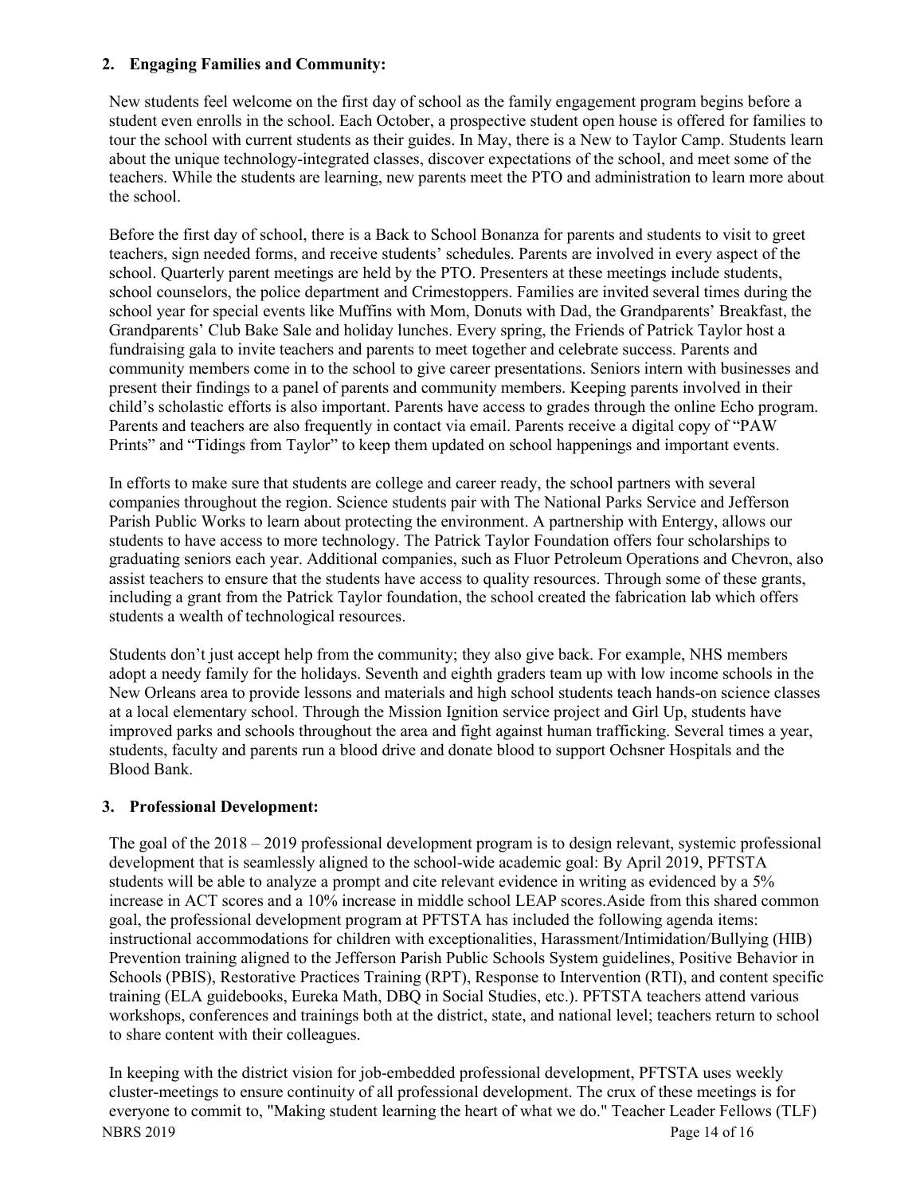**2. Engaging Families and Community:**

New students feel welcome on the first day of school as the family engagement program begins before a student even enrolls in the school. Each October, a prospective student open house is offered for families to tour the school with current students as their guides. In May, there is a New to Taylor Camp. Students learn about the unique technology-integrated classes, discover expectations of the school, and meet some of the teachers. While the students are learning, new parents meet the PTO and administration to learn more about the school.

Before the first day of school, there is a Back to School Bonanza for parents and students to visit to greet teachers, sign needed forms, and receive students' schedules. Parents are involved in every aspect of the school. Quarterly parent meetings are held by the PTO. Presenters at these meetings include students, school counselors, the police department and Crimestoppers. Families are invited several times during the school year for special events like Muffins with Mom, Donuts with Dad, the Grandparents' Breakfast, the Grandparents' Club Bake Sale and holiday lunches. Every spring, the Friends of Patrick Taylor host a fundraising gala to invite teachers and parents to meet together and celebrate success. Parents and community members come in to the school to give career presentations. Seniors intern with businesses and present their findings to a panel of parents and community members. Keeping parents involved in their child's scholastic efforts is also important. Parents have access to grades through the online Echo program. Parents and teachers are also frequently in contact via email. Parents receive a digital copy of "PAW Prints" and "Tidings from Taylor" to keep them updated on school happenings and important events.

In efforts to make sure that students are college and career ready, the school partners with several companies throughout the region. Science students pair with The National Parks Service and Jefferson Parish Public Works to learn about protecting the environment. A partnership with Entergy, allows our students to have access to more technology. The Patrick Taylor Foundation offers four scholarships to graduating seniors each year. Additional companies, such as Fluor Petroleum Operations and Chevron, also assist teachers to ensure that the students have access to quality resources. Through some of these grants, including a grant from the Patrick Taylor foundation, the school created the fabrication lab which offers students a wealth of technological resources.

Students don't just accept help from the community; they also give back. For example, NHS members adopt a needy family for the holidays. Seventh and eighth graders team up with low income schools in the New Orleans area to provide lessons and materials and high school students teach hands-on science classes at a local elementary school. Through the Mission Ignition service project and Girl Up, students have improved parks and schools throughout the area and fight against human trafficking. Several times a year, students, faculty and parents run a blood drive and donate blood to support Ochsner Hospitals and the Blood Bank.

**3. Professional Development:**

The goal of the 2018 – 2019 professional development program is to design relevant, systemic professional development that is seamlessly aligned to the school-wide academic goal: By April 2019, PFTSTA students will be able to analyze a prompt and cite relevant evidence in writing as evidenced by a 5% increase in ACT scores and a 10% increase in middle school LEAP scores.Aside from this shared common goal, the professional development program at PFTSTA has included the following agenda items: instructional accommodations for children with exceptionalities, Harassment/Intimidation/Bullying (HIB) Prevention training aligned to the Jefferson Parish Public Schools System guidelines, Positive Behavior in Schools (PBIS), Restorative Practices Training (RPT), Response to Intervention (RTI), and content specific training (ELA guidebooks, Eureka Math, DBQ in Social Studies, etc.). PFTSTA teachers attend various workshops, conferences and trainings both at the district, state, and national level; teachers return to school to share content with their colleagues.

In keeping with the district vision for job-embedded professional development, PFTSTA uses weekly cluster-meetings to ensure continuity of all professional development. The crux of these meetings is for everyone to commit to, "Making student learning the heart of what we do." Teacher Leader Fellows (TLF)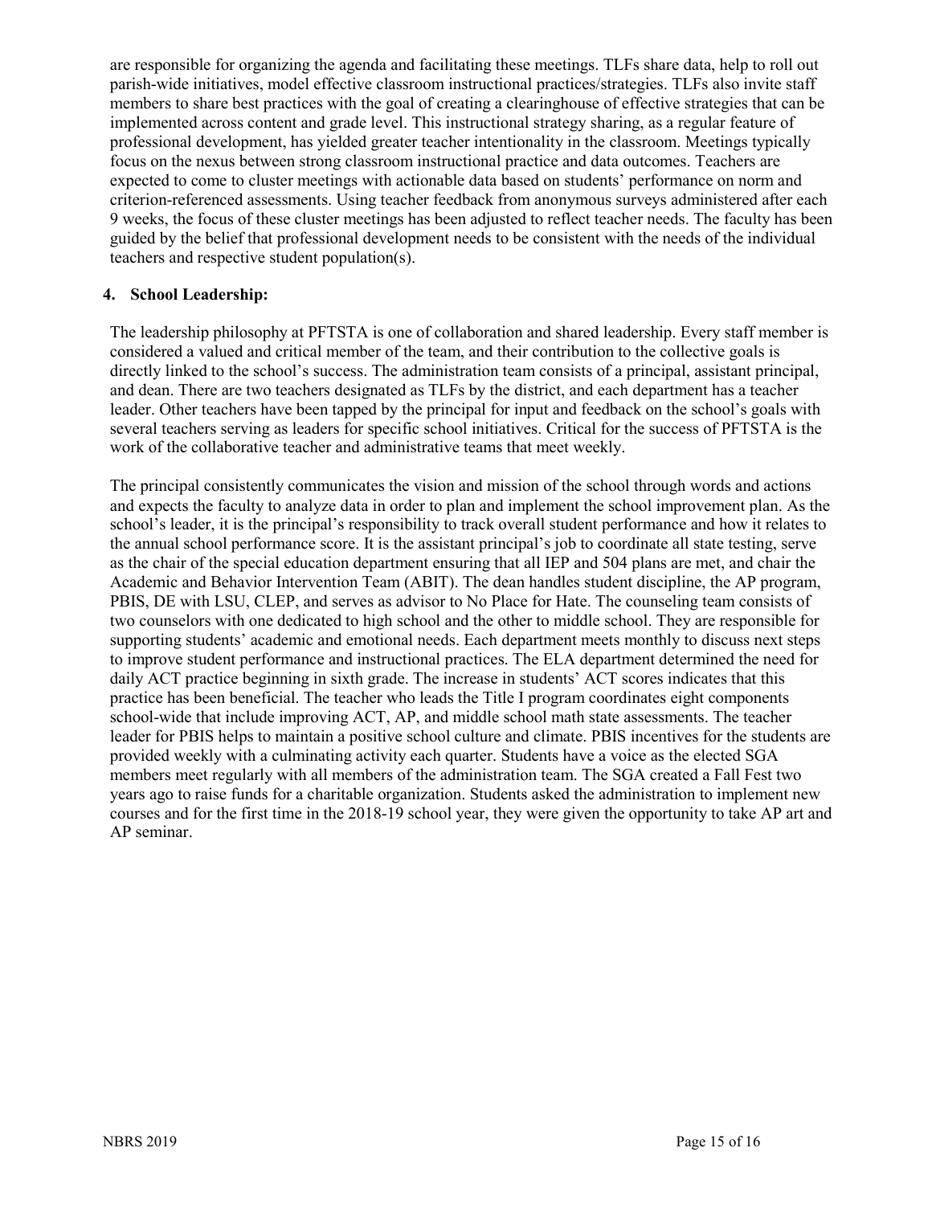are responsible for organizing the agenda and facilitating these meetings. TLFs share data, help to roll out parish-wide initiatives, model effective classroom instructional practices/strategies. TLFs also invite staff members to share best practices with the goal of creating a clearinghouse of effective strategies that can be implemented across content and grade level. This instructional strategy sharing, as a regular feature of professional development, has yielded greater teacher intentionality in the classroom. Meetings typically focus on the nexus between strong classroom instructional practice and data outcomes. Teachers are expected to come to cluster meetings with actionable data based on students' performance on norm and criterion-referenced assessments. Using teacher feedback from anonymous surveys administered after each 9 weeks, the focus of these cluster meetings has been adjusted to reflect teacher needs. The faculty has been guided by the belief that professional development needs to be consistent with the needs of the individual teachers and respective student population(s).

**4. School Leadership:**

The leadership philosophy at PFTSTA is one of collaboration and shared leadership. Every staff member is considered a valued and critical member of the team, and their contribution to the collective goals is directly linked to the school's success. The administration team consists of a principal, assistant principal, and dean. There are two teachers designated as TLFs by the district, and each department has a teacher leader. Other teachers have been tapped by the principal for input and feedback on the school's goals with several teachers serving as leaders for specific school initiatives. Critical for the success of PFTSTA is the work of the collaborative teacher and administrative teams that meet weekly.

The principal consistently communicates the vision and mission of the school through words and actions and expects the faculty to analyze data in order to plan and implement the school improvement plan. As the school's leader, it is the principal's responsibility to track overall student performance and how it relates to the annual school performance score. It is the assistant principal's job to coordinate all state testing, serve as the chair of the special education department ensuring that all IEP and 504 plans are met, and chair the Academic and Behavior Intervention Team (ABIT). The dean handles student discipline, the AP program, PBIS, DE with LSU, CLEP, and serves as advisor to No Place for Hate. The counseling team consists of two counselors with one dedicated to high school and the other to middle school. They are responsible for supporting students' academic and emotional needs. Each department meets monthly to discuss next steps to improve student performance and instructional practices. The ELA department determined the need for daily ACT practice beginning in sixth grade. The increase in students' ACT scores indicates that this practice has been beneficial. The teacher who leads the Title I program coordinates eight components school-wide that include improving ACT, AP, and middle school math state assessments. The teacher leader for PBIS helps to maintain a positive school culture and climate. PBIS incentives for the students are provided weekly with a culminating activity each quarter. Students have a voice as the elected SGA members meet regularly with all members of the administration team. The SGA created a Fall Fest two years ago to raise funds for a charitable organization. Students asked the administration to implement new courses and for the first time in the 2018-19 school year, they were given the opportunity to take AP art and AP seminar.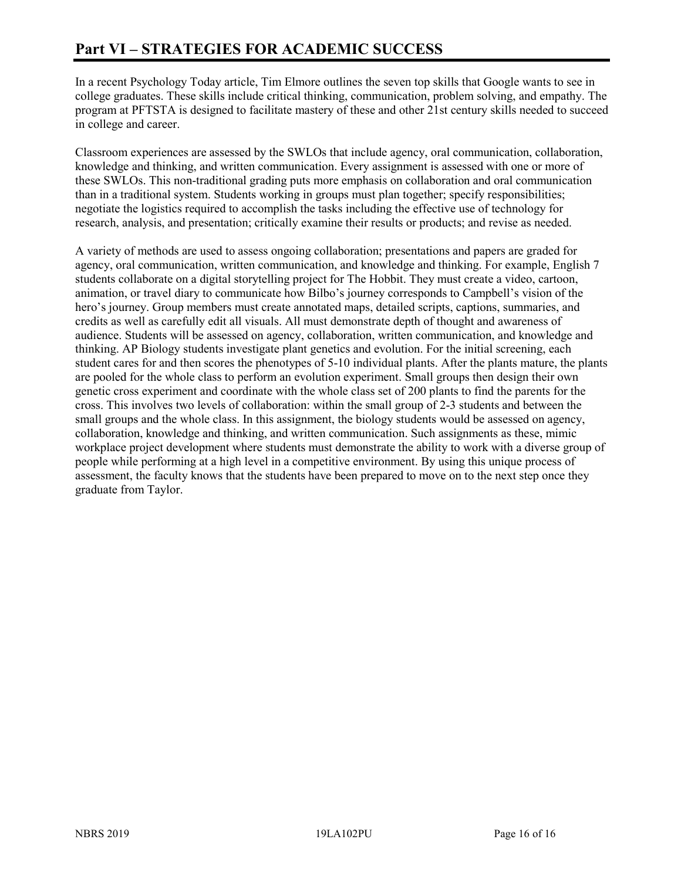# Part VI – STRATEGIES FOR ACADEMIC SUCCESS

In a recent Psychology Today article, Tim Elmore outlines the seven top skills that Google wants to see in college graduates. These skills include critical thinking, communication, problem solving, and empathy. The program at PFTSTA is designed to facilitate mastery of these and other 21st century skills needed to succeed in college and career.

Classroom experiences are assessed by the SWLOs that include agency, oral communication, collaboration, knowledge and thinking, and written communication. Every assignment is assessed with one or more of these SWLOs. This non-traditional grading puts more emphasis on collaboration and oral communication than in a traditional system. Students working in groups must plan together; specify responsibilities; negotiate the logistics required to accomplish the tasks including the effective use of technology for research, analysis, and presentation; critically examine their results or products; and revise as needed.

A variety of methods are used to assess ongoing collaboration; presentations and papers are graded for agency, oral communication, written communication, and knowledge and thinking. For example, English 7 students collaborate on a digital storytelling project for The Hobbit. They must create a video, cartoon, animation, or travel diary to communicate how Bilbo's journey corresponds to Campbell's vision of the hero's journey. Group members must create annotated maps, detailed scripts, captions, summaries, and credits as well as carefully edit all visuals. All must demonstrate depth of thought and awareness of audience. Students will be assessed on agency, collaboration, written communication, and knowledge and thinking. AP Biology students investigate plant genetics and evolution. For the initial screening, each student cares for and then scores the phenotypes of 5-10 individual plants. After the plants mature, the plants are pooled for the whole class to perform an evolution experiment. Small groups then design their own genetic cross experiment and coordinate with the whole class set of 200 plants to find the parents for the cross. This involves two levels of collaboration: within the small group of 2-3 students and between the small groups and the whole class. In this assignment, the biology students would be assessed on agency, collaboration, knowledge and thinking, and written communication. Such assignments as these, mimic workplace project development where students must demonstrate the ability to work with a diverse group of people while performing at a high level in a competitive environment. By using this unique process of assessment, the faculty knows that the students have been prepared to move on to the next step once they graduate from Taylor.